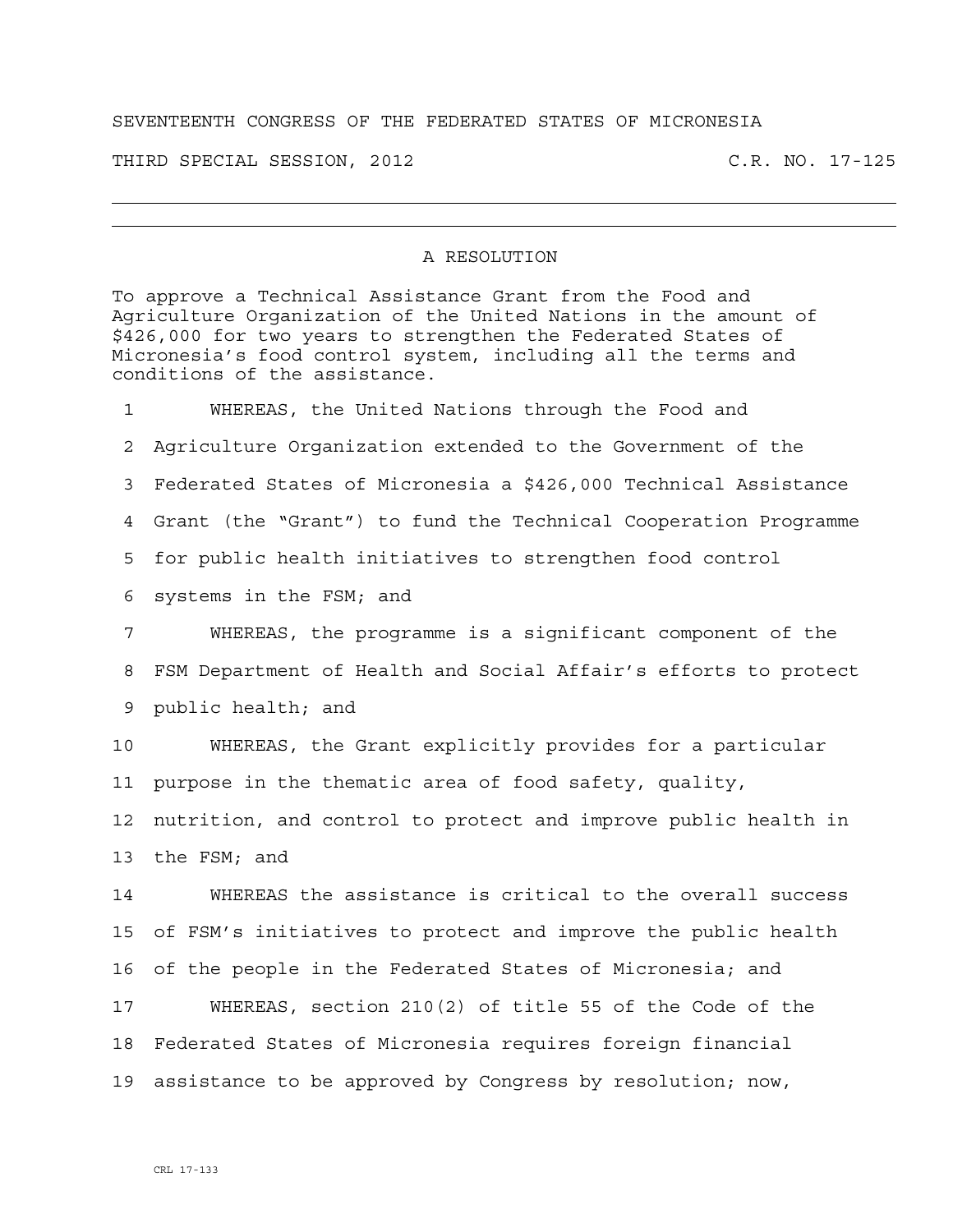SEVENTEENTH CONGRESS OF THE FEDERATED STATES OF MICRONESIA

THIRD SPECIAL SESSION, 2012 C.R. NO. 17-125

---

## A RESOLUTION

To approve a Technical Assistance Grant from the Food and Agriculture Organization of the United Nations in the amount of $426,000 for two years to strengthen the Federated States of Micronesia's food control system, including all the terms and conditions of the assistance.

WHEREAS, the United Nations through the Food and Agriculture Organization extended to the Government of the Federated States of Micronesia a $426,000 Technical Assistance Grant (the "Grant") to fund the Technical Cooperation Programme for public health initiatives to strengthen food control systems in the FSM; and

WHEREAS, the programme is a significant component of the FSM Department of Health and Social Affair's efforts to protect public health; and

WHEREAS, the Grant explicitly provides for a particular purpose in the thematic area of food safety, quality, nutrition, and control to protect and improve public health in the FSM; and

WHEREAS the assistance is critical to the overall success of FSM's initiatives to protect and improve the public health of the people in the Federated States of Micronesia; and

WHEREAS, section 210(2) of title 55 of the Code of the Federated States of Micronesia requires foreign financial assistance to be approved by Congress by resolution; now,

CRL 17-133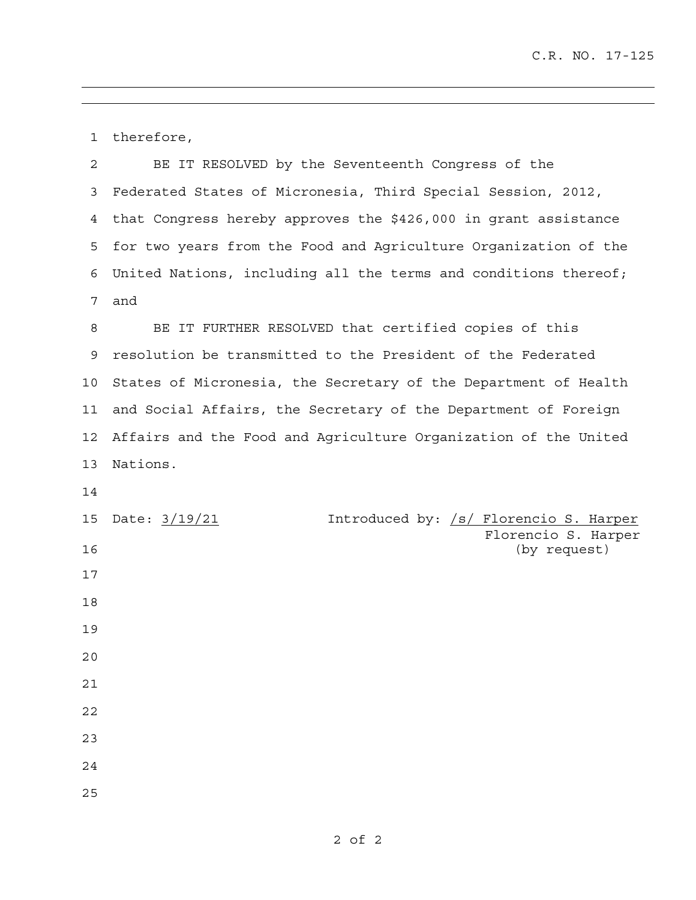therefore,

BE IT RESOLVED by the Seventeenth Congress of the Federated States of Micronesia, Third Special Session, 2012, that Congress hereby approves the $426,000 in grant assistance for two years from the Food and Agriculture Organization of the United Nations, including all the terms and conditions thereof; and

BE IT FURTHER RESOLVED that certified copies of this resolution be transmitted to the President of the Federated States of Micronesia, the Secretary of the Department of Health and Social Affairs, the Secretary of the Department of Foreign Affairs and the Food and Agriculture Organization of the United Nations.

Date: 3/19/21

Introduced by: /s/ Florencio S. Harper
Florencio S. Harper
(by request)